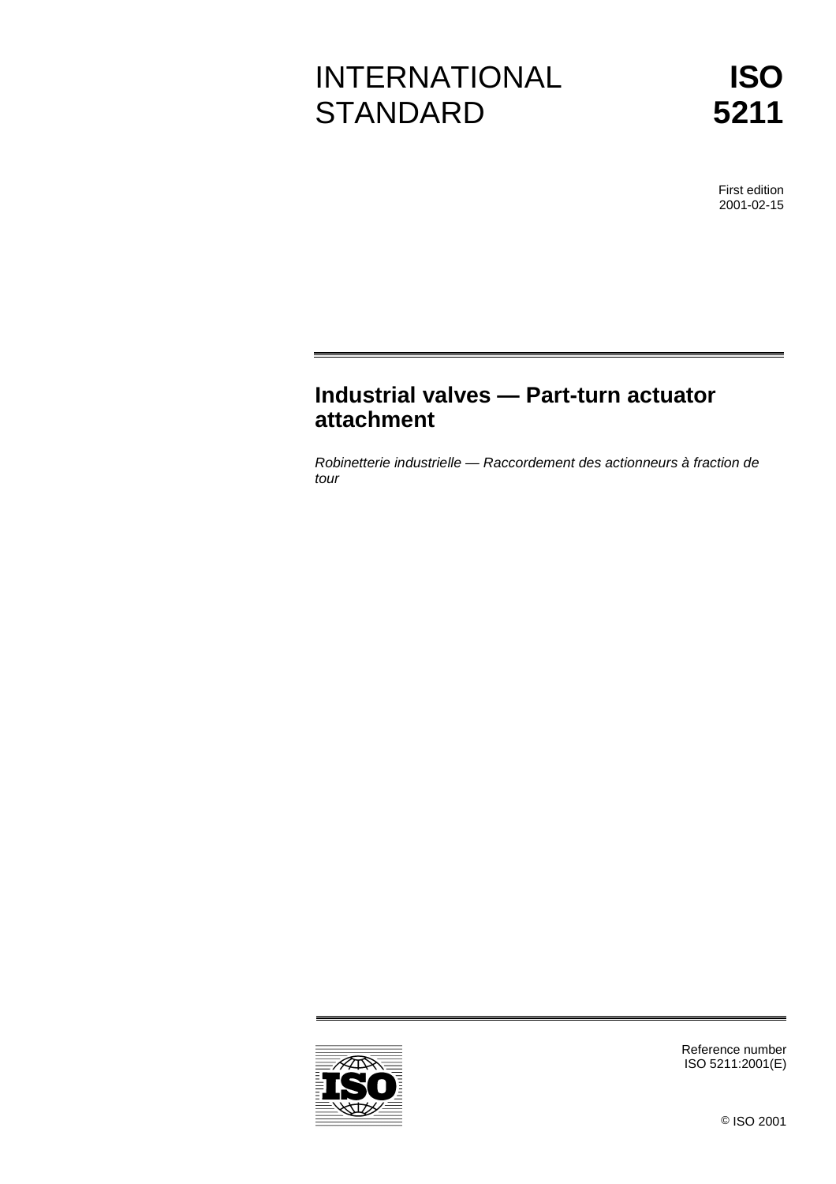# INTERNATIONAL STANDARD

# ISO 5211

First edition
2001-02-15

## Industrial valves — Part-turn actuator attachment

*Robinetterie industrielle — Raccordement des actionneurs à fraction de tour*

Reference number
ISO 5211:2001(E)

© ISO 2001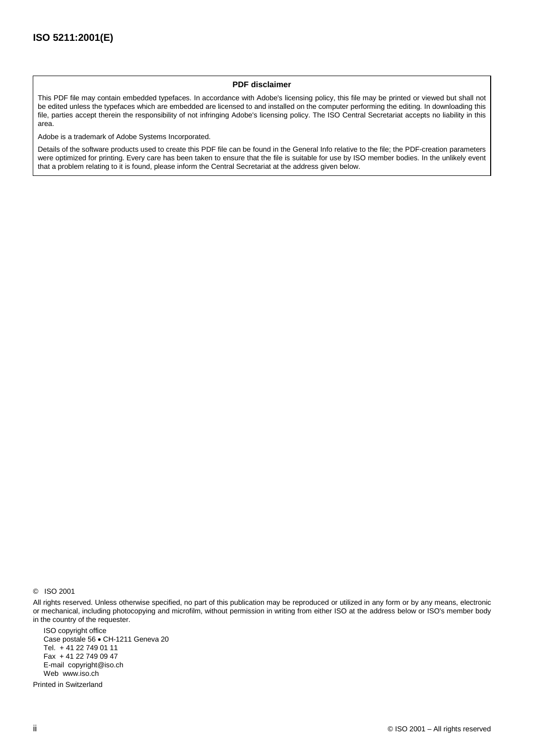**PDF disclaimer**

This PDF file may contain embedded typefaces. In accordance with Adobe's licensing policy, this file may be printed or viewed but shall not be edited unless the typefaces which are embedded are licensed to and installed on the computer performing the editing. In downloading this file, parties accept therein the responsibility of not infringing Adobe's licensing policy. The ISO Central Secretariat accepts no liability in this area.

Adobe is a trademark of Adobe Systems Incorporated.

Details of the software products used to create this PDF file can be found in the General Info relative to the file; the PDF-creation parameters were optimized for printing. Every care has been taken to ensure that the file is suitable for use by ISO member bodies. In the unlikely event that a problem relating to it is found, please inform the Central Secretariat at the address given below.

© ISO 2001

All rights reserved. Unless otherwise specified, no part of this publication may be reproduced or utilized in any form or by any means, electronic or mechanical, including photocopying and microfilm, without permission in writing from either ISO at the address below or ISO's member body in the country of the requester.

ISO copyright office
Case postale 56 • CH-1211 Geneva 20
Tel. + 41 22 749 01 11
Fax + 41 22 749 09 47
E-mail copyright@iso.ch
Web www.iso.ch

Printed in Switzerland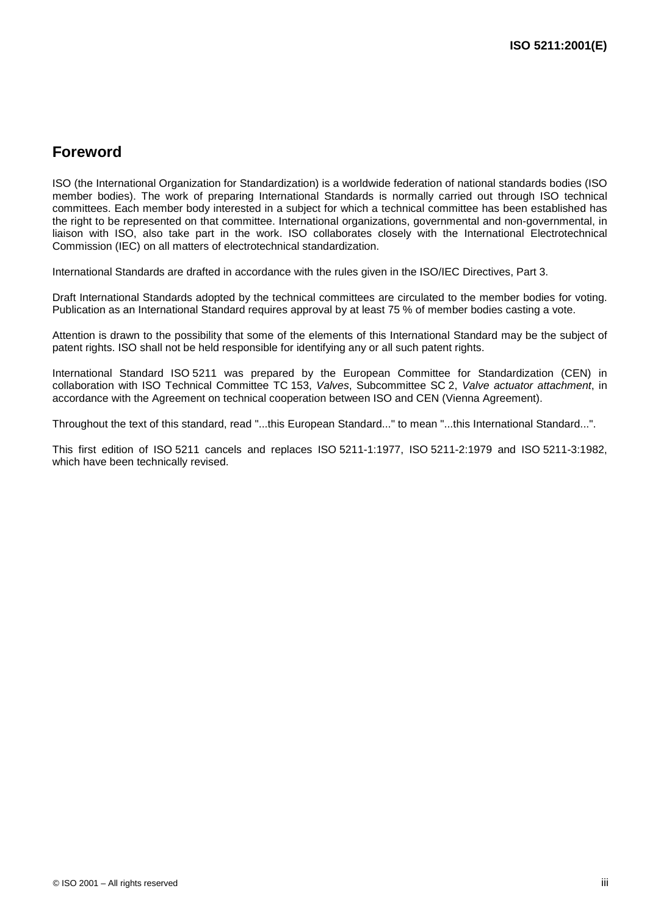## Foreword

ISO (the International Organization for Standardization) is a worldwide federation of national standards bodies (ISO member bodies). The work of preparing International Standards is normally carried out through ISO technical committees. Each member body interested in a subject for which a technical committee has been established has the right to be represented on that committee. International organizations, governmental and non-governmental, in liaison with ISO, also take part in the work. ISO collaborates closely with the International Electrotechnical Commission (IEC) on all matters of electrotechnical standardization.

International Standards are drafted in accordance with the rules given in the ISO/IEC Directives, Part 3.

Draft International Standards adopted by the technical committees are circulated to the member bodies for voting. Publication as an International Standard requires approval by at least 75 % of member bodies casting a vote.

Attention is drawn to the possibility that some of the elements of this International Standard may be the subject of patent rights. ISO shall not be held responsible for identifying any or all such patent rights.

International Standard ISO 5211 was prepared by the European Committee for Standardization (CEN) in collaboration with ISO Technical Committee TC 153, *Valves*, Subcommittee SC 2, *Valve actuator attachment*, in accordance with the Agreement on technical cooperation between ISO and CEN (Vienna Agreement).

Throughout the text of this standard, read "...this European Standard..." to mean "...this International Standard...".

This first edition of ISO 5211 cancels and replaces ISO 5211-1:1977, ISO 5211-2:1979 and ISO 5211-3:1982, which have been technically revised.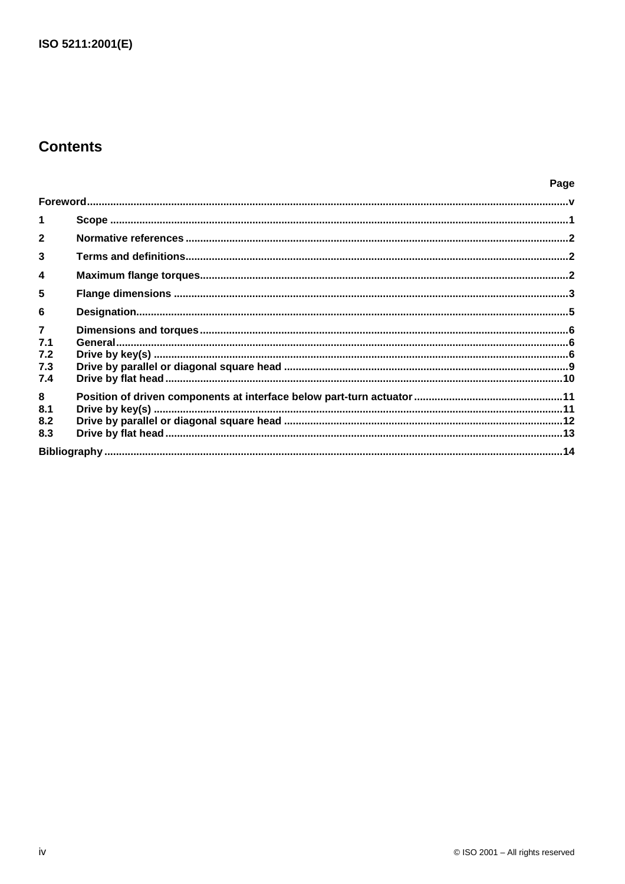# Contents

| | | Page |
|---|---|---|
| Foreword | | v |
| 1 | Scope | 1 |
| 2 | Normative references | 2 |
| 3 | Terms and definitions | 2 |
| 4 | Maximum flange torques | 2 |
| 5 | Flange dimensions | 3 |
| 6 | Designation | 5 |
| 7 | Dimensions and torques | 6 |
| 7.1 | General | 6 |
| 7.2 | Drive by key(s) | 6 |
| 7.3 | Drive by parallel or diagonal square head | 9 |
| 7.4 | Drive by flat head | 10 |
| 8 | Position of driven components at interface below part-turn actuator | 11 |
| 8.1 | Drive by key(s) | 11 |
| 8.2 | Drive by parallel or diagonal square head | 12 |
| 8.3 | Drive by flat head | 13 |
| Bibliography | | 14 |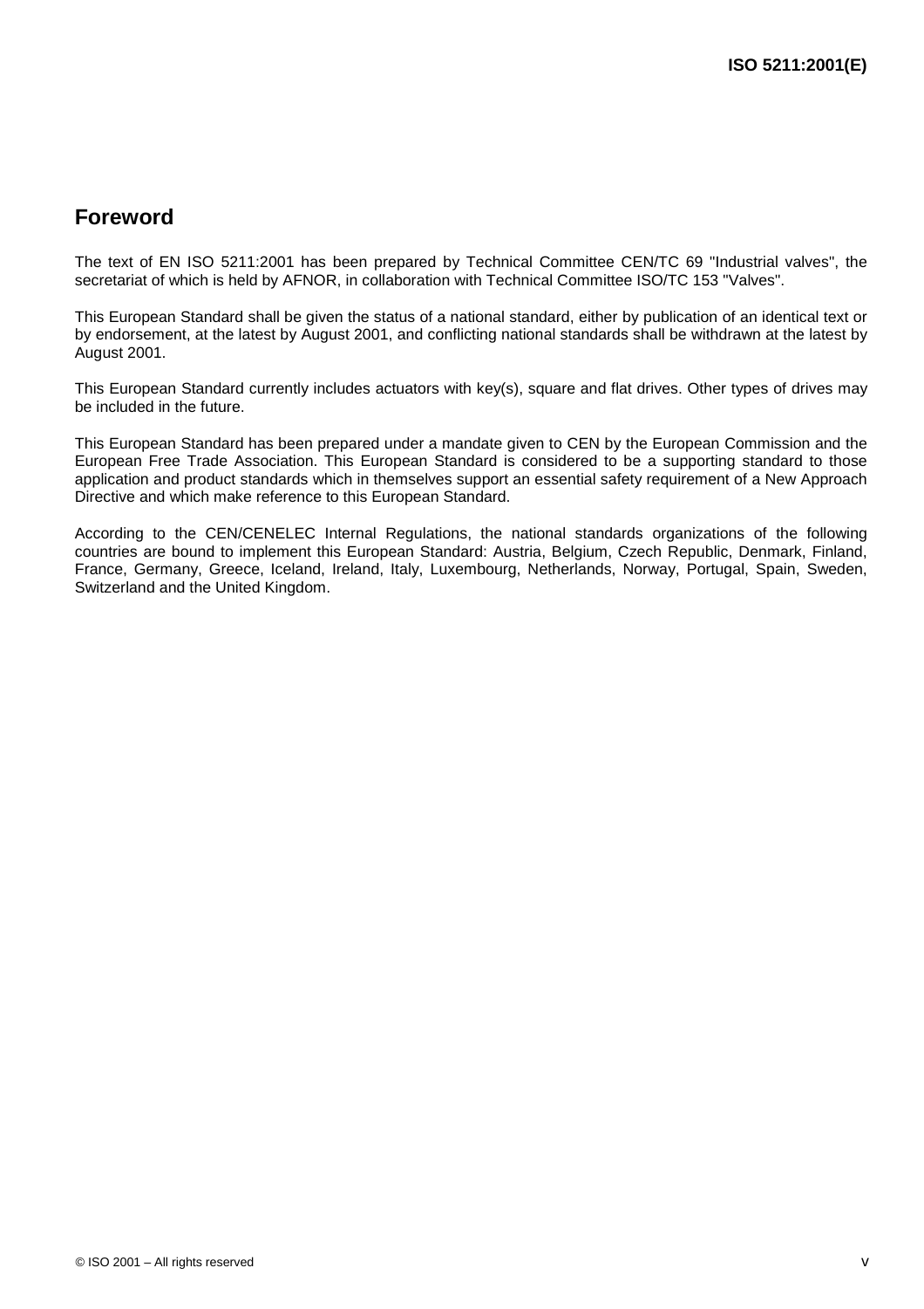## Foreword

The text of EN ISO 5211:2001 has been prepared by Technical Committee CEN/TC 69 "Industrial valves", the secretariat of which is held by AFNOR, in collaboration with Technical Committee ISO/TC 153 "Valves".

This European Standard shall be given the status of a national standard, either by publication of an identical text or by endorsement, at the latest by August 2001, and conflicting national standards shall be withdrawn at the latest by August 2001.

This European Standard currently includes actuators with key(s), square and flat drives. Other types of drives may be included in the future.

This European Standard has been prepared under a mandate given to CEN by the European Commission and the European Free Trade Association. This European Standard is considered to be a supporting standard to those application and product standards which in themselves support an essential safety requirement of a New Approach Directive and which make reference to this European Standard.

According to the CEN/CENELEC Internal Regulations, the national standards organizations of the following countries are bound to implement this European Standard: Austria, Belgium, Czech Republic, Denmark, Finland, France, Germany, Greece, Iceland, Ireland, Italy, Luxembourg, Netherlands, Norway, Portugal, Spain, Sweden, Switzerland and the United Kingdom.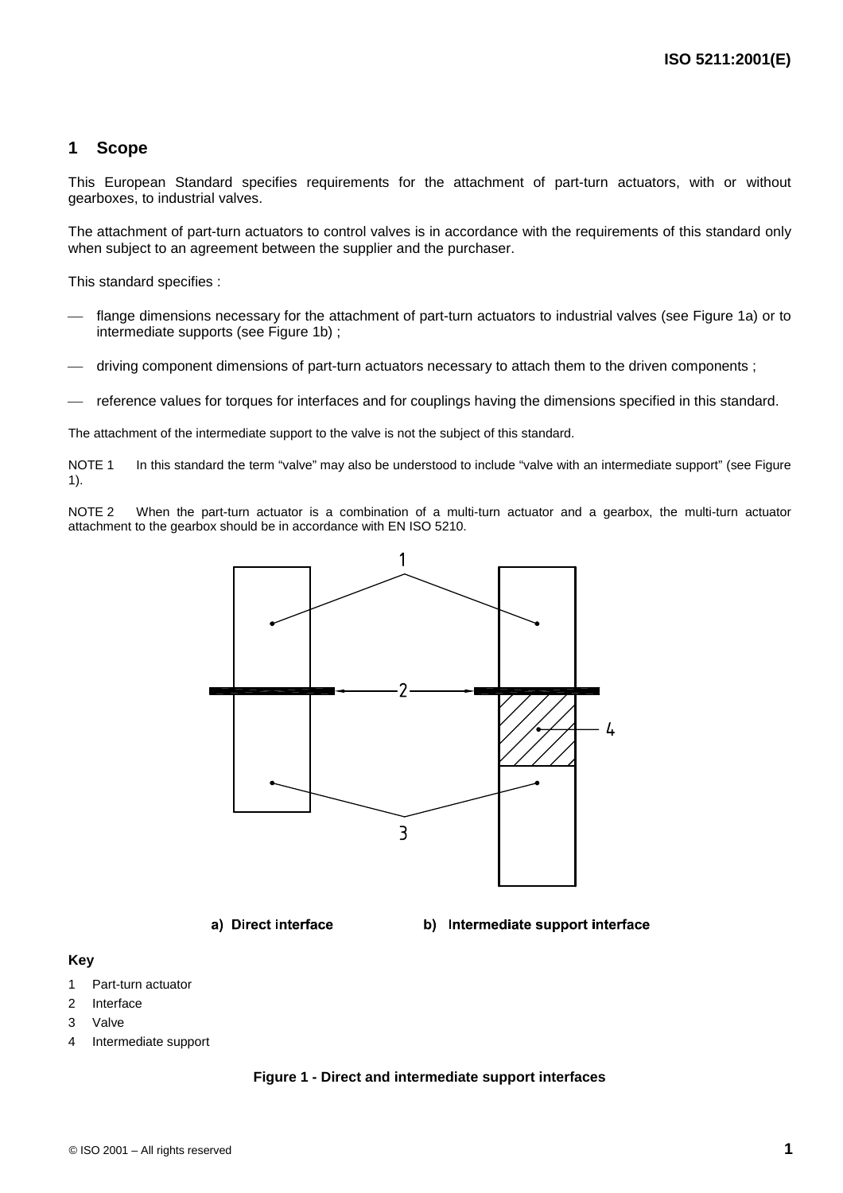## 1 Scope

This European Standard specifies requirements for the attachment of part-turn actuators, with or without gearboxes, to industrial valves.

The attachment of part-turn actuators to control valves is in accordance with the requirements of this standard only when subject to an agreement between the supplier and the purchaser.

This standard specifies :

- flange dimensions necessary for the attachment of part-turn actuators to industrial valves (see Figure 1a) or to intermediate supports (see Figure 1b) ;
- driving component dimensions of part-turn actuators necessary to attach them to the driven components ;
- reference values for torques for interfaces and for couplings having the dimensions specified in this standard.

The attachment of the intermediate support to the valve is not the subject of this standard.

NOTE 1 In this standard the term "valve" may also be understood to include "valve with an intermediate support" (see Figure 1).

NOTE 2 When the part-turn actuator is a combination of a multi-turn actuator and a gearbox, the multi-turn actuator attachment to the gearbox should be in accordance with EN ISO 5210.

a) Direct interface b) Intermediate support interface

**Key**

1 Part-turn actuator
2 Interface
3 Valve
4 Intermediate support

**Figure 1 - Direct and intermediate support interfaces**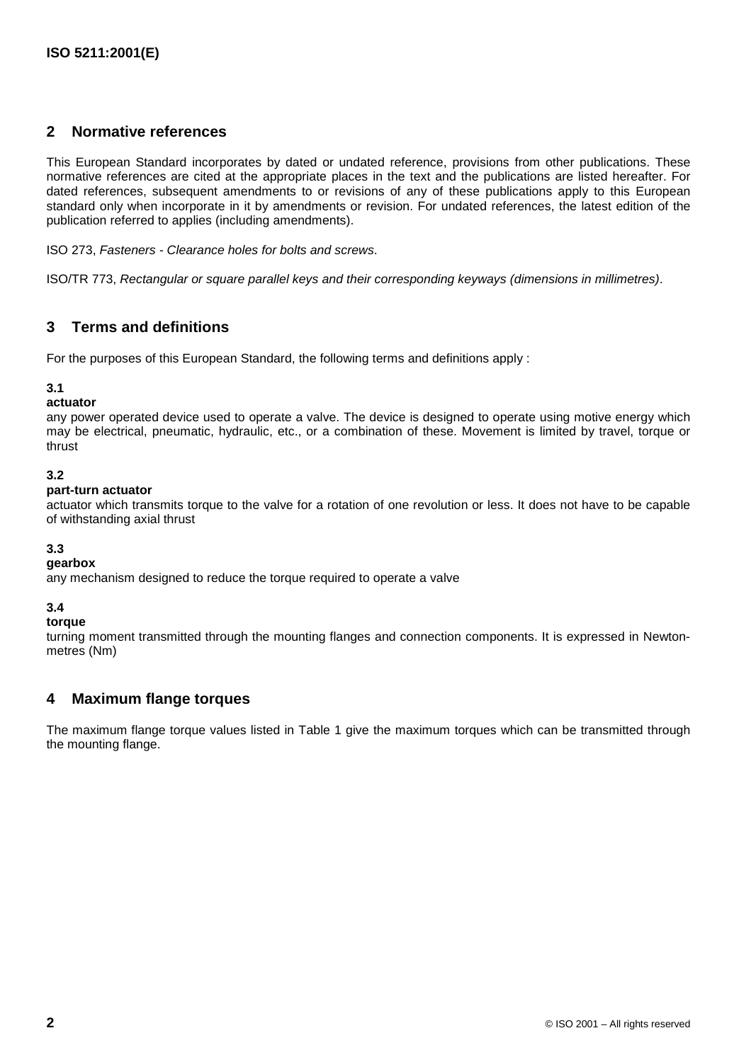## 2 Normative references

This European Standard incorporates by dated or undated reference, provisions from other publications. These normative references are cited at the appropriate places in the text and the publications are listed hereafter. For dated references, subsequent amendments to or revisions of any of these publications apply to this European standard only when incorporate in it by amendments or revision. For undated references, the latest edition of the publication referred to applies (including amendments).

ISO 273, *Fasteners - Clearance holes for bolts and screws*.

ISO/TR 773, *Rectangular or square parallel keys and their corresponding keyways (dimensions in millimetres)*.

## 3 Terms and definitions

For the purposes of this European Standard, the following terms and definitions apply :

**3.1**
**actuator**
any power operated device used to operate a valve. The device is designed to operate using motive energy which may be electrical, pneumatic, hydraulic, etc., or a combination of these. Movement is limited by travel, torque or thrust

**3.2**
**part-turn actuator**
actuator which transmits torque to the valve for a rotation of one revolution or less. It does not have to be capable of withstanding axial thrust

**3.3**
**gearbox**
any mechanism designed to reduce the torque required to operate a valve

**3.4**
**torque**
turning moment transmitted through the mounting flanges and connection components. It is expressed in Newton-metres (Nm)

## 4 Maximum flange torques

The maximum flange torque values listed in Table 1 give the maximum torques which can be transmitted through the mounting flange.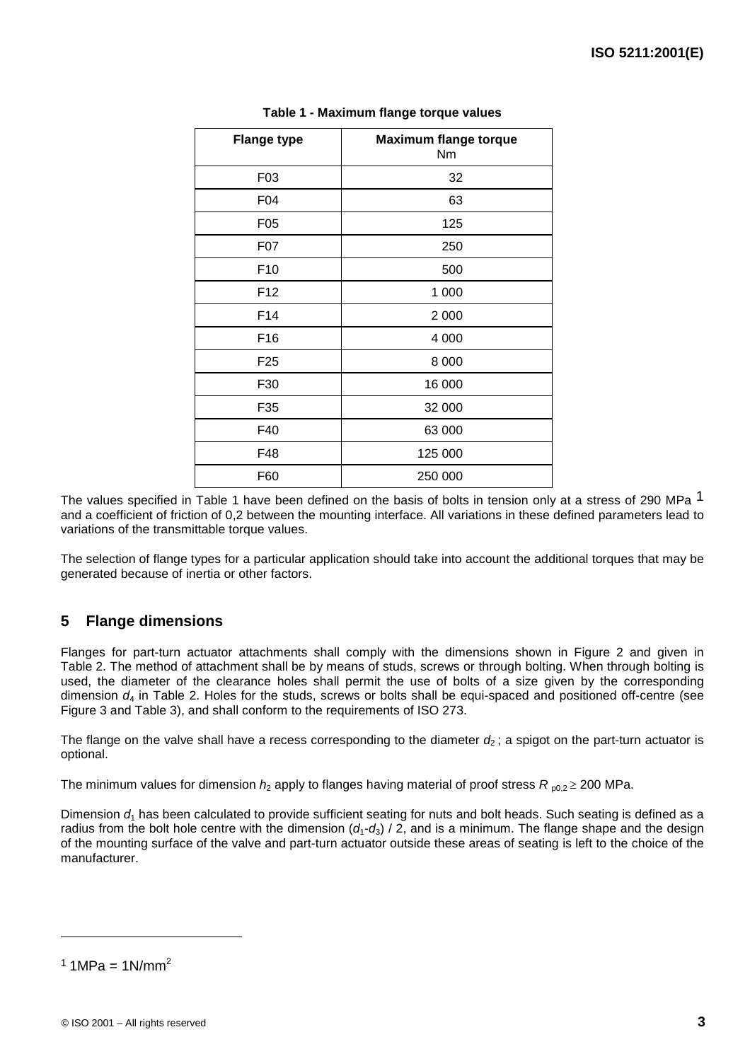**Table 1 - Maximum flange torque values**

| Flange type | Maximum flange torque Nm |
| --- | --- |
| F03 | 32 |
| F04 | 63 |
| F05 | 125 |
| F07 | 250 |
| F10 | 500 |
| F12 | 1 000 |
| F14 | 2 000 |
| F16 | 4 000 |
| F25 | 8 000 |
| F30 | 16 000 |
| F35 | 32 000 |
| F40 | 63 000 |
| F48 | 125 000 |
| F60 | 250 000 |

The values specified in Table 1 have been defined on the basis of bolts in tension only at a stress of 290 MPa [1] and a coefficient of friction of 0,2 between the mounting interface. All variations in these defined parameters lead to variations of the transmittable torque values.

The selection of flange types for a particular application should take into account the additional torques that may be generated because of inertia or other factors.

## 5 Flange dimensions

Flanges for part-turn actuator attachments shall comply with the dimensions shown in Figure 2 and given in Table 2. The method of attachment shall be by means of studs, screws or through bolting. When through bolting is used, the diameter of the clearance holes shall permit the use of bolts of a size given by the corresponding dimension $d_4$ in Table 2. Holes for the studs, screws or bolts shall be equi-spaced and positioned off-centre (see Figure 3 and Table 3), and shall conform to the requirements of ISO 273.

The flange on the valve shall have a recess corresponding to the diameter $d_2$ ; a spigot on the part-turn actuator is optional.

The minimum values for dimension $h_2$ apply to flanges having material of proof stress $R_{p0,2} \geq 200$ MPa.

Dimension $d_1$ has been calculated to provide sufficient seating for nuts and bolt heads. Such seating is defined as a radius from the bolt hole centre with the dimension $(d_1-d_3) / 2$, and is a minimum. The flange shape and the design of the mounting surface of the valve and part-turn actuator outside these areas of seating is left to the choice of the manufacturer.

---

[1] 1MPa = 1N/mm$^2$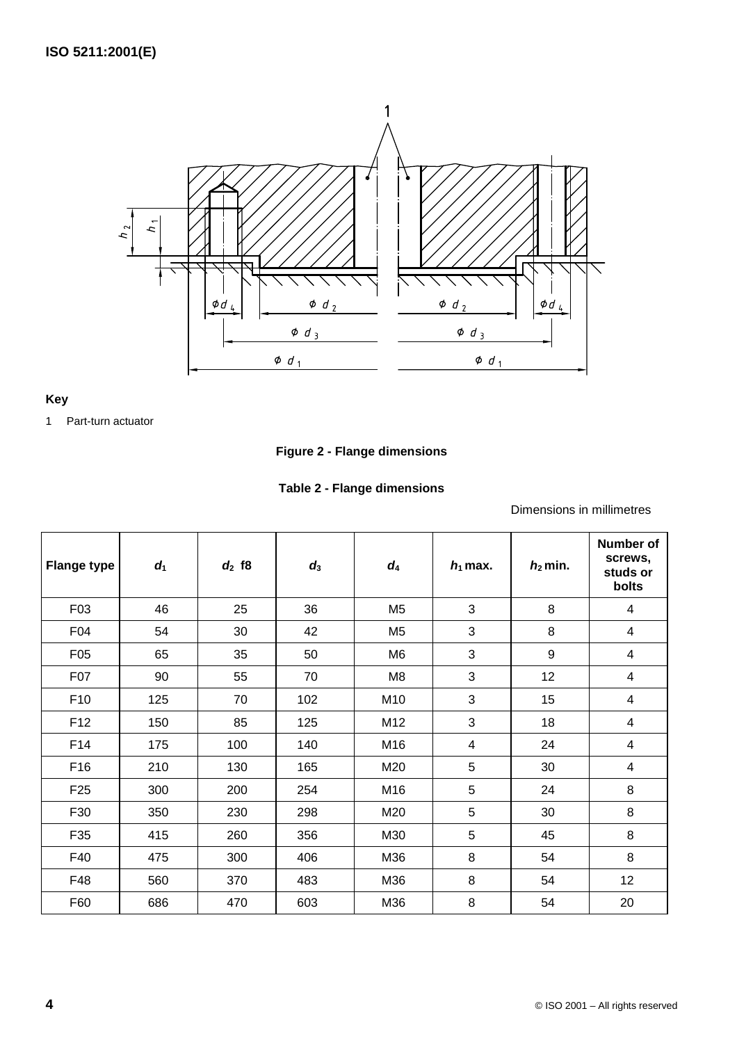**Key**

1 Part-turn actuator

**Figure 2 - Flange dimensions**

**Table 2 - Flange dimensions**

Dimensions in millimetres

| Flange type | $d_1$ | $d_2$ f8 | $d_3$ | $d_4$ | $h_1$ max. | $h_2$ min. | Number of screws, studs or bolts |
|---|---|---|---|---|---|---|---|
| F03 | 46 | 25 | 36 | M5 | 3 | 8 | 4 |
| F04 | 54 | 30 | 42 | M5 | 3 | 8 | 4 |
| F05 | 65 | 35 | 50 | M6 | 3 | 9 | 4 |
| F07 | 90 | 55 | 70 | M8 | 3 | 12 | 4 |
| F10 | 125 | 70 | 102 | M10 | 3 | 15 | 4 |
| F12 | 150 | 85 | 125 | M12 | 3 | 18 | 4 |
| F14 | 175 | 100 | 140 | M16 | 4 | 24 | 4 |
| F16 | 210 | 130 | 165 | M20 | 5 | 30 | 4 |
| F25 | 300 | 200 | 254 | M16 | 5 | 24 | 8 |
| F30 | 350 | 230 | 298 | M20 | 5 | 30 | 8 |
| F35 | 415 | 260 | 356 | M30 | 5 | 45 | 8 |
| F40 | 475 | 300 | 406 | M36 | 8 | 54 | 8 |
| F48 | 560 | 370 | 483 | M36 | 8 | 54 | 12 |
| F60 | 686 | 470 | 603 | M36 | 8 | 54 | 20 |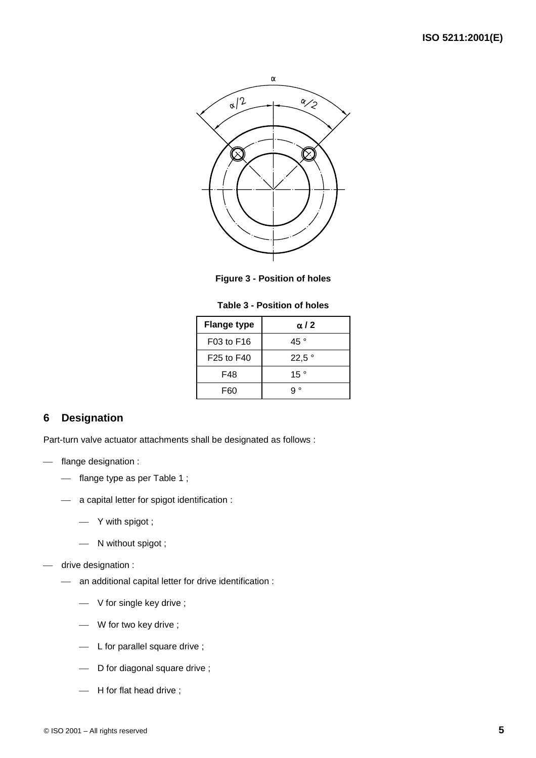**Figure 3 - Position of holes**

**Table 3 - Position of holes**

| Flange type | $\alpha$ / 2 |
|---|---|
| F03 to F16 | 45 ° |
| F25 to F40 | 22,5 ° |
| F48 | 15 ° |
| F60 | 9 ° |

## 6 Designation

Part-turn valve actuator attachments shall be designated as follows :

- flange designation :
  - flange type as per Table 1 ;
  - a capital letter for spigot identification :
    - Y with spigot ;
    - N without spigot ;
- drive designation :
  - an additional capital letter for drive identification :
    - V for single key drive ;
    - W for two key drive ;
    - L for parallel square drive ;
    - D for diagonal square drive ;
    - H for flat head drive ;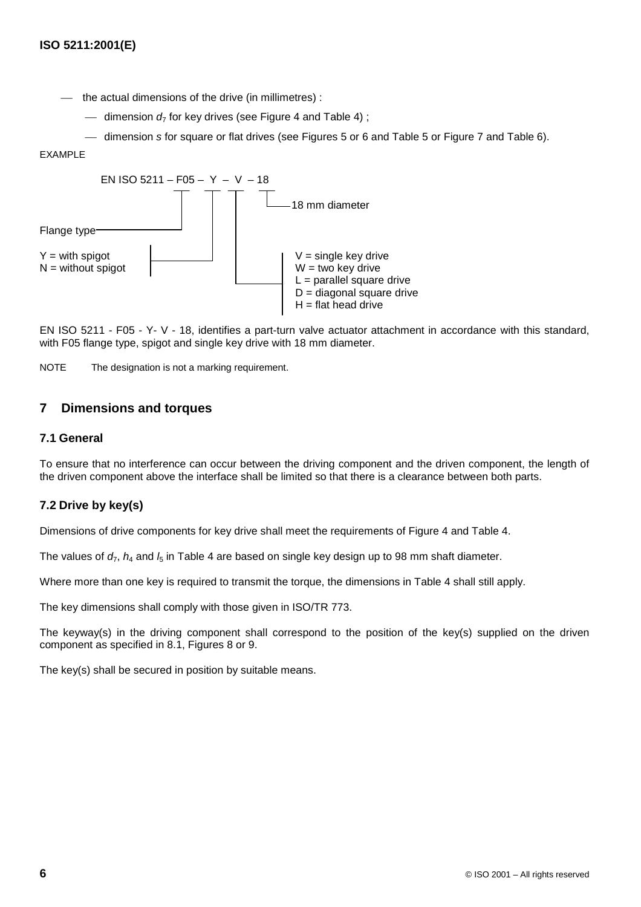- the actual dimensions of the drive (in millimetres) :
  - dimension $d_7$ for key drives (see Figure 4 and Table 4) ;
  - dimension *s* for square or flat drives (see Figures 5 or 6 and Table 5 or Figure 7 and Table 6).

EXAMPLE

```
EN ISO 5211 – F05 –  Y  –  V  – 18
```

- F05: Flange type
- Y: Y = with spigot; N = without spigot
- V: V = single key drive; W = two key drive; L = parallel square drive; D = diagonal square drive; H = flat head drive
- 18: 18 mm diameter

EN ISO 5211 - F05 - Y- V - 18, identifies a part-turn valve actuator attachment in accordance with this standard, with F05 flange type, spigot and single key drive with 18 mm diameter.

NOTE The designation is not a marking requirement.

## 7 Dimensions and torques

### 7.1 General

To ensure that no interference can occur between the driving component and the driven component, the length of the driven component above the interface shall be limited so that there is a clearance between both parts.

### 7.2 Drive by key(s)

Dimensions of drive components for key drive shall meet the requirements of Figure 4 and Table 4.

The values of $d_7$, $h_4$ and $l_5$ in Table 4 are based on single key design up to 98 mm shaft diameter.

Where more than one key is required to transmit the torque, the dimensions in Table 4 shall still apply.

The key dimensions shall comply with those given in ISO/TR 773.

The keyway(s) in the driving component shall correspond to the position of the key(s) supplied on the driven component as specified in 8.1, Figures 8 or 9.

The key(s) shall be secured in position by suitable means.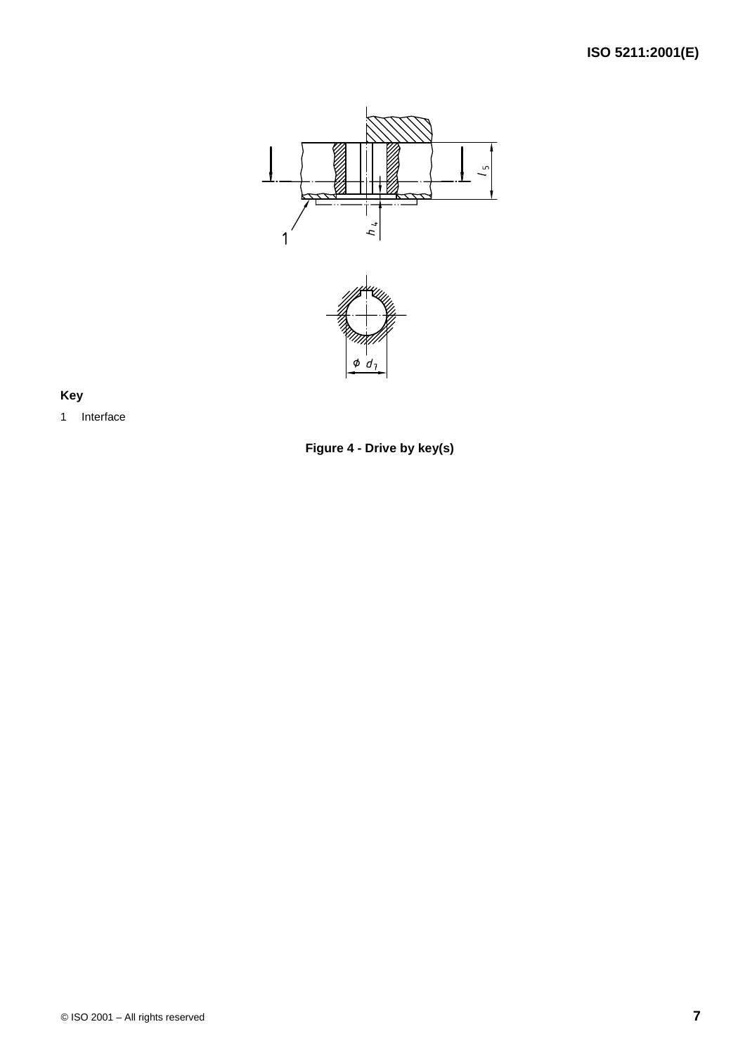**Key**

1 Interface

**Figure 4 - Drive by key(s)**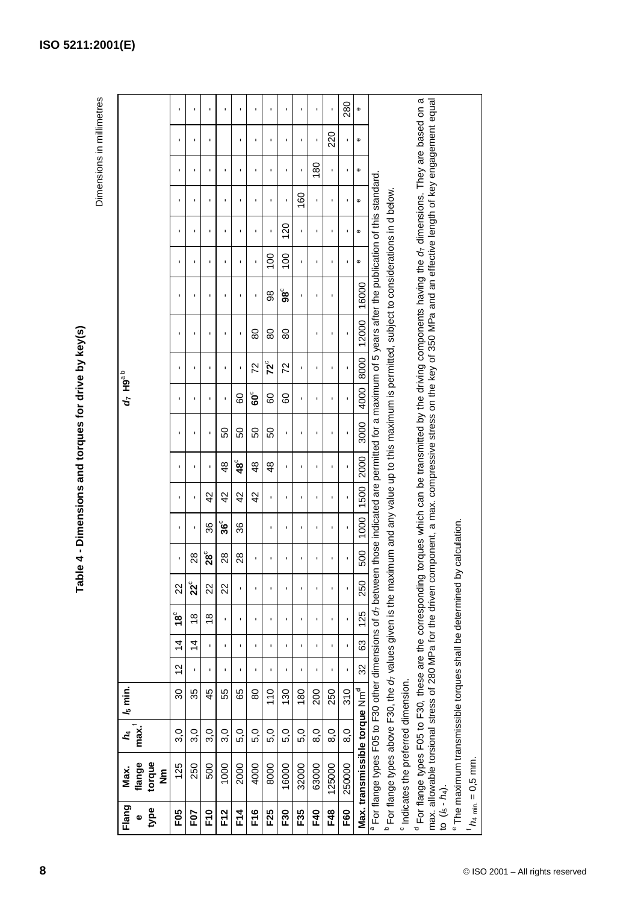# Table 4 - Dimensions and torques for drive by key(s)

Dimensions in millimetres

| Flange type | Max. flange torque Nm | $h_4$ max.[f] | $l_5$ min. | $d_7$ H9[a b] | | | | | | | | | | | | | | | | | | |
|---|---|---|---|---|---|---|---|---|---|---|---|---|---|---|---|---|---|---|---|---|---|---|
| **F05** | 125 | 3,0 | 30 | 12 | 14 | **18**[c] | 22 | - | - | - | - | - | - | - | - | - | - | - | - | - | - | - |
| **F07** | 250 | 3,0 | 35 | - | 14 | 18 | **22**[c] | 28 | - | - | - | - | - | - | - | - | - | - | - | - | - | - |
| **F10** | 500 | 3,0 | 45 | - | - | 18 | 22 | **28**[c] | 36 | 42 | - | - | - | - | - | - | - | - | - | - | - | - |
| **F12** | 1000 | 3,0 | 55 | - | - | - | 22 | 28 | **36**[c] | 42 | 48 | 50 | - | - | - | - | - | - | - | - | | - |
| **F14** | 2000 | 5,0 | 65 | - | - | - | - | 28 | 36 | 42 | **48**[c] | 50 | 60 | - | - | - | - | - | - | - | - | - |
| **F16** | 4000 | 5,0 | 80 | - | - | - | - | - | | 42 | 48 | 50 | **60**[c] | 72 | 80 | - | - | - | - | - | - | - |
| **F25** | 8000 | 5,0 | 110 | - | - | - | - | - | - | - | 48 | 50 | 60 | **72**[c] | 80 | 98 | 100 | - | - | - | - | - |
| **F30** | 16000 | 5,0 | 130 | - | - | - | - | - | - | - | - | - | 60 | 72 | 80 | **98**[c] | 100 | 120 | - | - | - | - |
| **F35** | 32000 | 5,0 | 180 | - | - | - | - | - | - | - | - | - | - | - | - | | - | - | 160 | - | - | - |
| **F40** | 63000 | 8,0 | 200 | - | - | - | - | - | - | - | - | - | - | - | - | - | - | - | - | 180 | - | - |
| **F48** | 125000 | 8,0 | 250 | - | - | - | - | - | - | - | - | - | - | - | - | - | - | - | - | - | 220 | - |
| **F60** | 250000 | 8,0 | 310 | - | - | - | - | - | - | - | - | - | - | - | - | | - | - | - | - | - | 280 |
| **Max. transmissible torque** Nm[d] | | | | 32 | 63 | 125 | 250 | 500 | 1000 | 1500 | 2000 | 3000 | 4000 | 8000 | 12000 | 16000 | e | e | e | e | e | e |

[a] For flange types F05 to F30 other dimensions of $d_7$ between those indicated are permitted for a maximum of 5 years after the publication of this standard.

[b] For flange types above F30, the $d_7$ values given is the maximum and any value up to this maximum is permitted, subject to considerations in d below.

[c] Indicates the preferred dimension.

[d] For flange types F05 to F30, these are the corresponding torques which can be transmitted by the driving components having the $d_7$ dimensions. They are based on a max. allowable torsional stress of 280 MPa for the driven component, a max. compressive stress on the key of 350 MPa and an effective length of key engagement equal to ($l_5$ - $h_4$).

[e] The maximum transmissible torques shall be determined by calculation.

[f] $h_{4\ \min.}$ = 0,5 mm.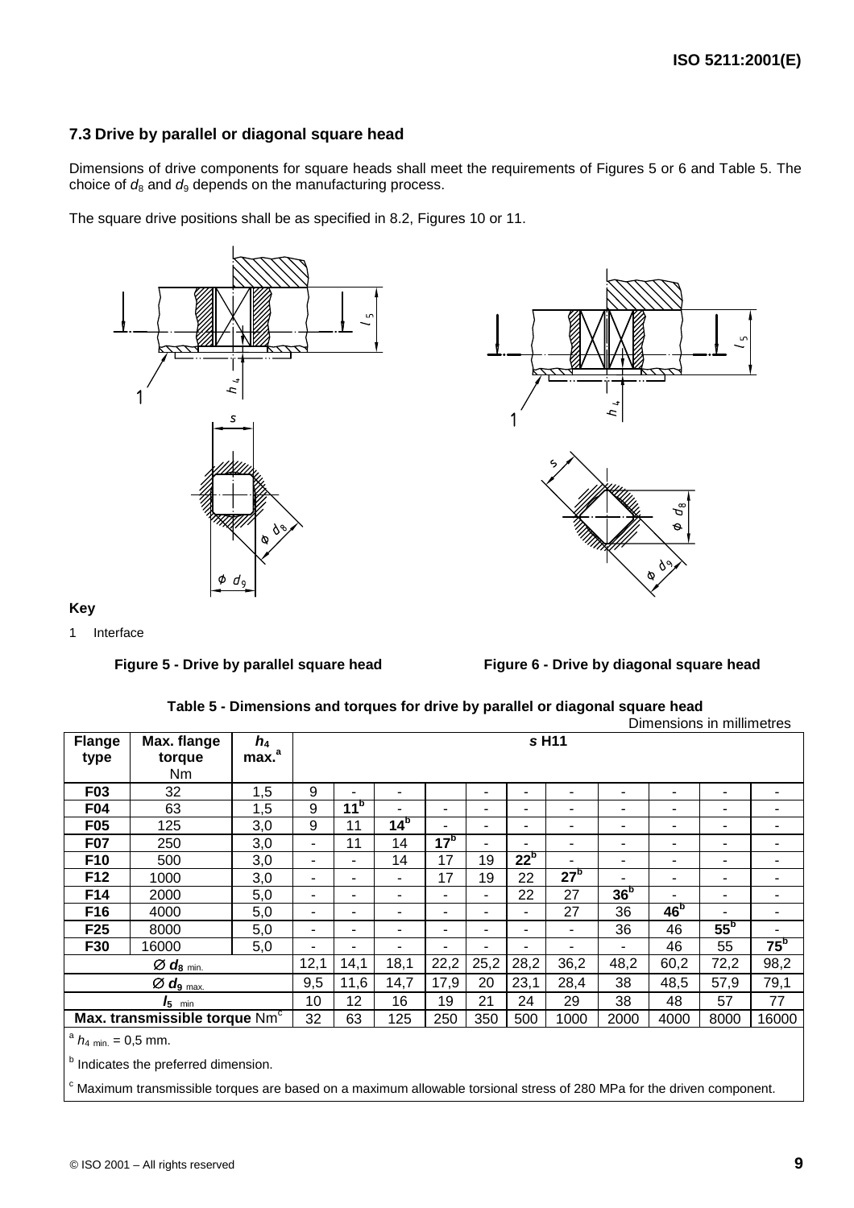### 7.3 Drive by parallel or diagonal square head

Dimensions of drive components for square heads shall meet the requirements of Figures 5 or 6 and Table 5. The choice of $d_8$ and $d_9$ depends on the manufacturing process.

The square drive positions shall be as specified in 8.2, Figures 10 or 11.

**Key**

1 Interface

**Figure 5 - Drive by parallel square head**

**Figure 6 - Drive by diagonal square head**

**Table 5 - Dimensions and torques for drive by parallel or diagonal square head**

Dimensions in millimetres

| Flange type | Max. flange torque Nm | $h_4$ max.[a] | *s* H11 | | | | | | | | | | |
|---|---|---|---|---|---|---|---|---|---|---|---|---|---|
| **F03** | 32 | 1,5 | 9 | - | - | | - | - | - | - | - | - | - |
| **F04** | 63 | 1,5 | 9 | **11**[b] | - | - | - | - | - | - | - | - | - |
| **F05** | 125 | 3,0 | 9 | 11 | **14**[b] | - | - | - | - | - | - | - | - |
| **F07** | 250 | 3,0 | - | 11 | 14 | **17**[b] | - | - | - | - | - | - | - |
| **F10** | 500 | 3,0 | - | - | 14 | 17 | 19 | **22**[b] | - | - | - | - | - |
| **F12** | 1000 | 3,0 | - | - | - | 17 | 19 | 22 | **27**[b] | - | - | - | - |
| **F14** | 2000 | 5,0 | - | - | - | - | - | 22 | 27 | **36**[b] | - | - | - |
| **F16** | 4000 | 5,0 | - | - | - | - | - | - | 27 | 36 | **46**[b] | - | - |
| **F25** | 8000 | 5,0 | - | - | - | - | - | - | - | 36 | 46 | **55**[b] | - |
| **F30** | 16000 | 5,0 | - | - | - | - | - | - | - | - | 46 | 55 | **75**[b] |
| $\varnothing$ $d_{8\ \text{min.}}$ | | | 12,1 | 14,1 | 18,1 | 22,2 | 25,2 | 28,2 | 36,2 | 48,2 | 60,2 | 72,2 | 98,2 |
| $\varnothing$ $d_{9\ \text{max.}}$ | | | 9,5 | 11,6 | 14,7 | 17,9 | 20 | 23,1 | 28,4 | 38 | 48,5 | 57,9 | 79,1 |
| $l_{5\ \text{min}}$ | | | 10 | 12 | 16 | 19 | 21 | 24 | 29 | 38 | 48 | 57 | 77 |
| **Max. transmissible torque** Nm[c] | | | 32 | 63 | 125 | 250 | 350 | 500 | 1000 | 2000 | 4000 | 8000 | 16000 |

[a] $h_{4\ \text{min.}}$ = 0,5 mm.

[b] Indicates the preferred dimension.

[c] Maximum transmissible torques are based on a maximum allowable torsional stress of 280 MPa for the driven component.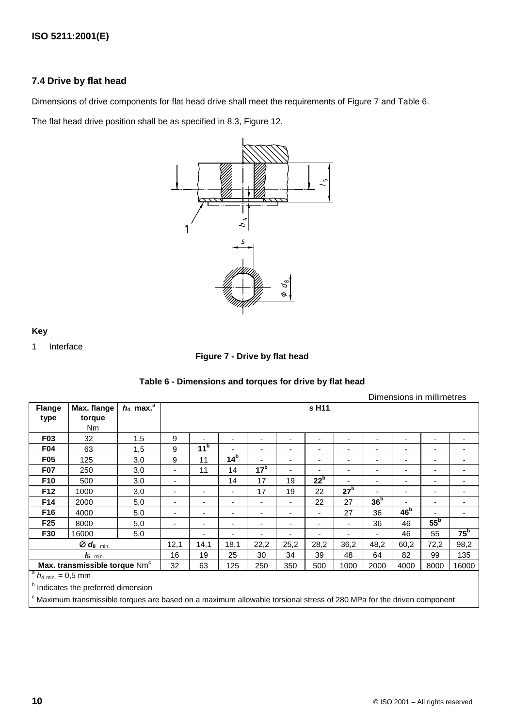## 7.4 Drive by flat head

Dimensions of drive components for flat head drive shall meet the requirements of Figure 7 and Table 6.

The flat head drive position shall be as specified in 8.3, Figure 12.

**Key**

1 Interface

**Figure 7 - Drive by flat head**

**Table 6 - Dimensions and torques for drive by flat head**

Dimensions in millimetres

| Flange type | Max. flange torque Nm | $h_4$ max.[a] | *s* H11 | | | | | | | | | | |
|---|---|---|---|---|---|---|---|---|---|---|---|---|---|
| **F03** | 32 | 1,5 | 9 | - | - | - | - | - | - | - | - | - | - |
| **F04** | 63 | 1,5 | 9 | **11**[b] | - | - | - | - | - | - | - | - | - |
| **F05** | 125 | 3,0 | 9 | 11 | **14**[b] | - | - | - | - | - | - | - | - |
| **F07** | 250 | 3,0 | - | 11 | 14 | **17**[b] | - | - | - | - | - | - | - |
| **F10** | 500 | 3,0 | - | | 14 | 17 | 19 | **22**[b] | - | - | - | - | - |
| **F12** | 1000 | 3,0 | - | - | - | 17 | 19 | 22 | **27**[b] | - | - | - | - |
| **F14** | 2000 | 5,0 | - | - | - | - | - | 22 | 27 | **36**[b] | - | - | - |
| **F16** | 4000 | 5,0 | - | - | - | - | - | - | 27 | 36 | **46**[b] | - | - |
| **F25** | 8000 | 5,0 | - | - | - | - | - | - | - | 36 | 46 | **55**[b] | |
| **F30** | 16000 | 5,0 | | - | - | - | - | - | - | - | 46 | 55 | **75**[b] |
| **Ø $d_8$ min.** | | | 12,1 | 14,1 | 18,1 | 22,2 | 25,2 | 28,2 | 36,2 | 48,2 | 60,2 | 72,2 | 98,2 |
| **$l_5$ min.** | | | 16 | 19 | 25 | 30 | 34 | 39 | 48 | 64 | 82 | 99 | 135 |
| **Max. transmissible torque** Nm[c] | | | 32 | 63 | 125 | 250 | 350 | 500 | 1000 | 2000 | 4000 | 8000 | 16000 |

[a] $h_{4\ min.}$ = 0,5 mm

[b] Indicates the preferred dimension

[c] Maximum transmissible torques are based on a maximum allowable torsional stress of 280 MPa for the driven component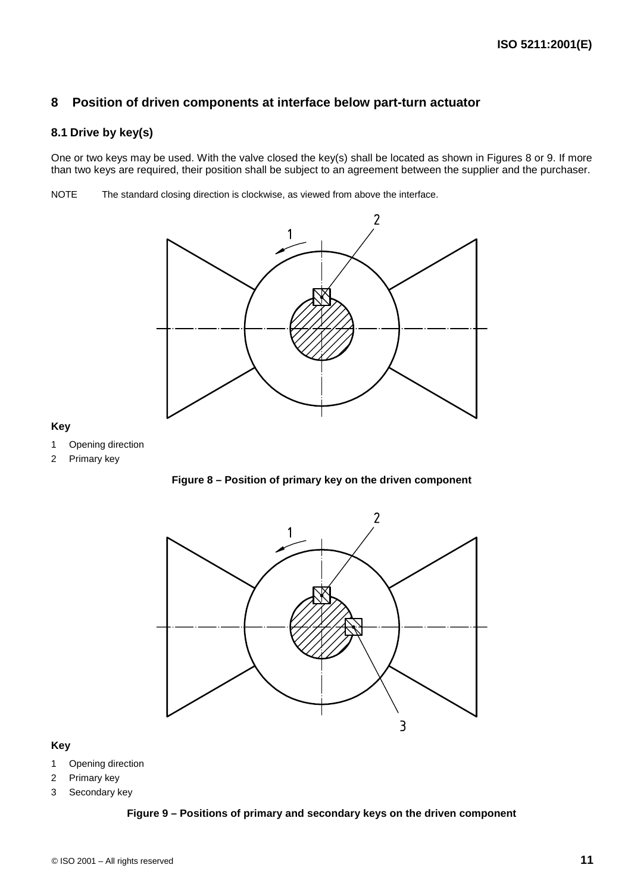## 8 Position of driven components at interface below part-turn actuator

### 8.1 Drive by key(s)

One or two keys may be used. With the valve closed the key(s) shall be located as shown in Figures 8 or 9. If more than two keys are required, their position shall be subject to an agreement between the supplier and the purchaser.

NOTE The standard closing direction is clockwise, as viewed from above the interface.

**Key**

1 Opening direction

2 Primary key

**Figure 8 – Position of primary key on the driven component**

**Key**

1 Opening direction

2 Primary key

3 Secondary key

**Figure 9 – Positions of primary and secondary keys on the driven component**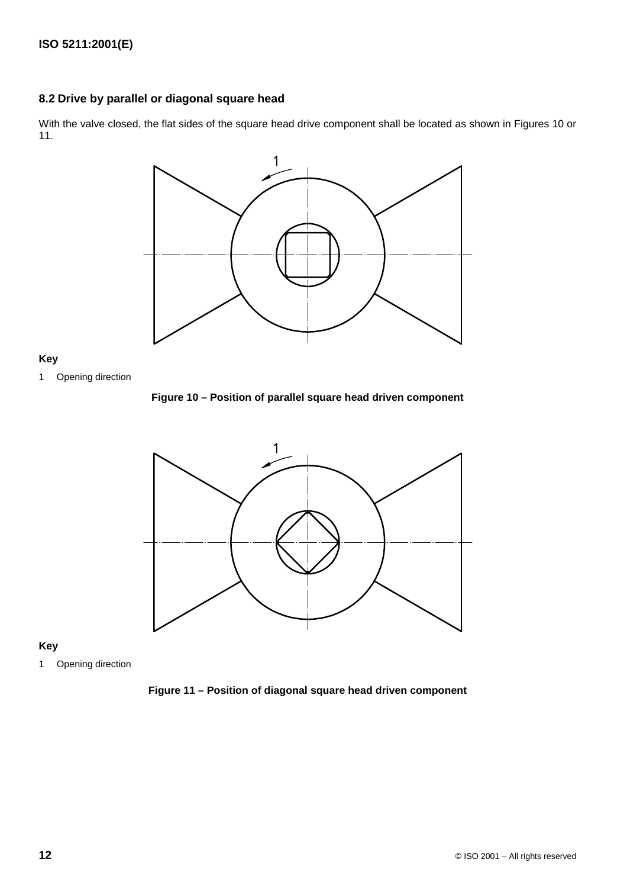## 8.2 Drive by parallel or diagonal square head

With the valve closed, the flat sides of the square head drive component shall be located as shown in Figures 10 or 11.

**Key**

1 Opening direction

**Figure 10 – Position of parallel square head driven component**

**Key**

1 Opening direction

**Figure 11 – Position of diagonal square head driven component**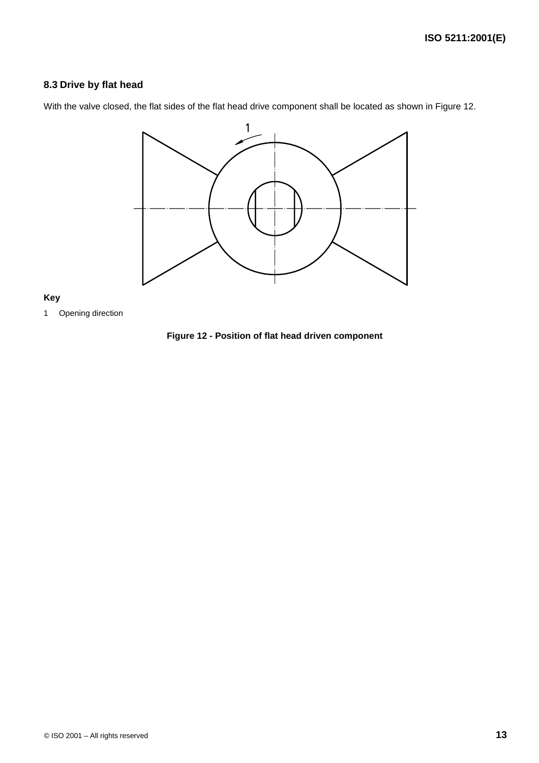### 8.3 Drive by flat head

With the valve closed, the flat sides of the flat head drive component shall be located as shown in Figure 12.

**Key**

1 Opening direction

**Figure 12 - Position of flat head driven component**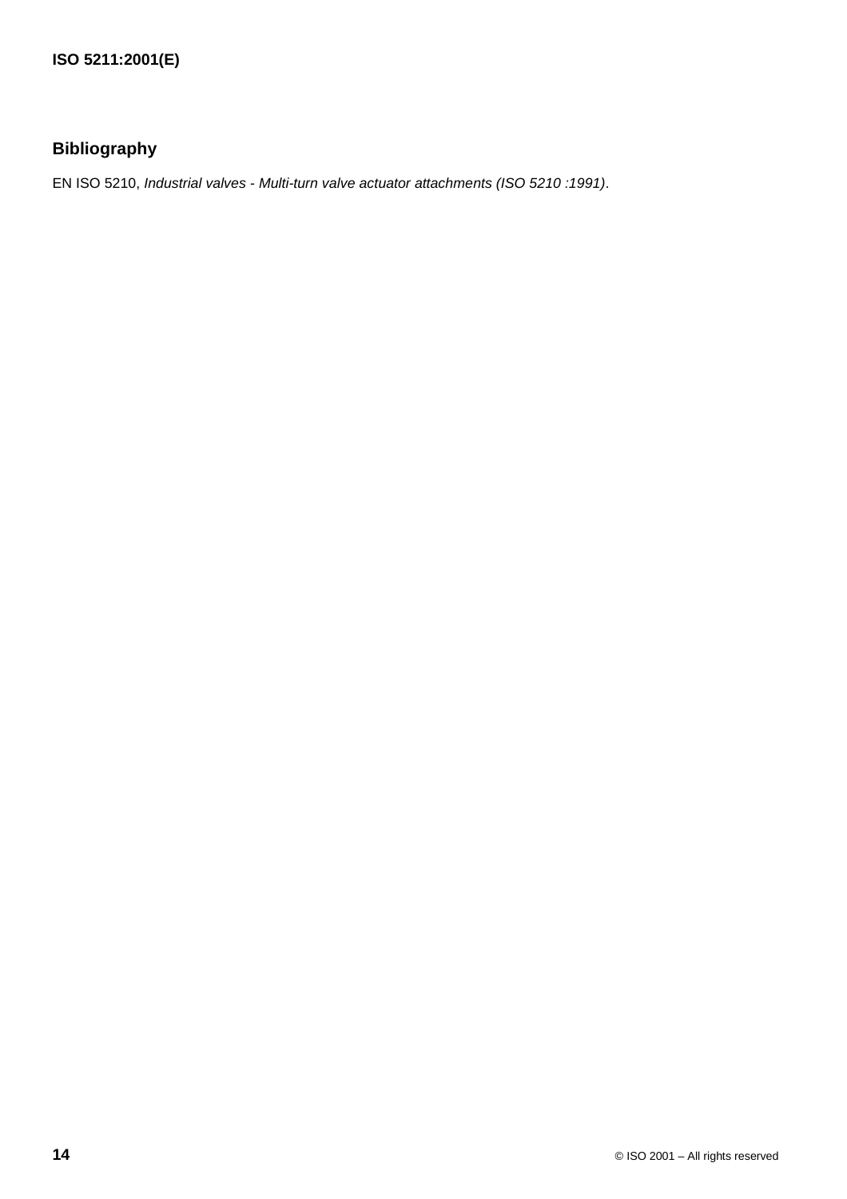## Bibliography

EN ISO 5210, *Industrial valves - Multi-turn valve actuator attachments (ISO 5210 :1991)*.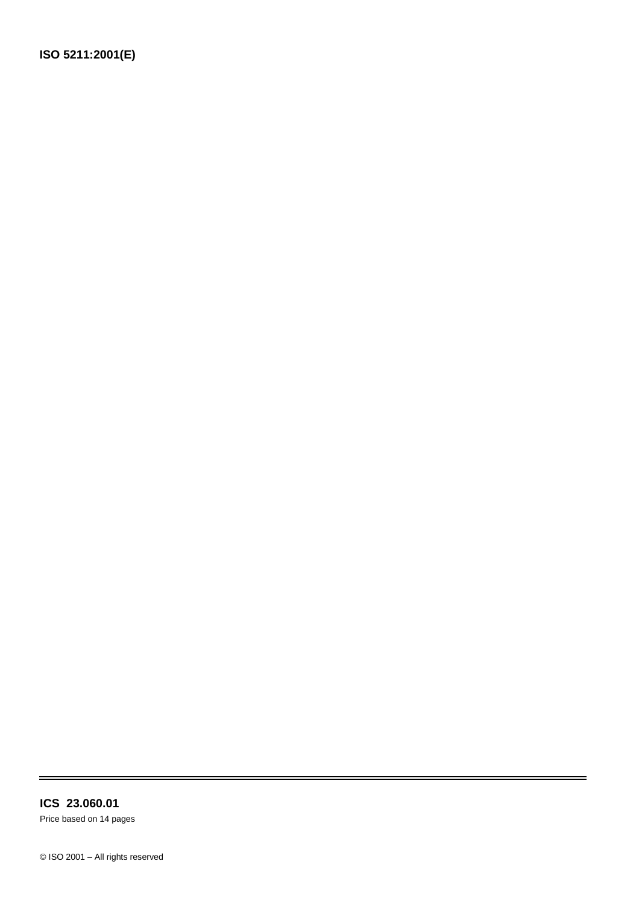**ICS 23.060.01**

Price based on 14 pages